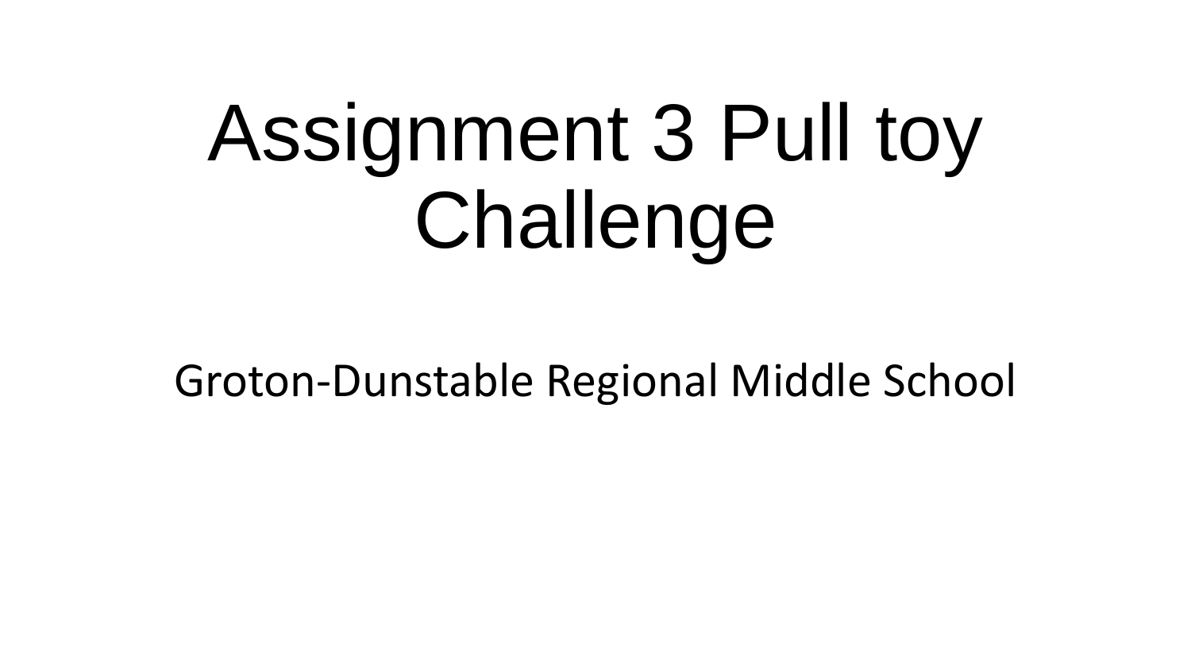# Assignment 3 Pull toy Challenge

Groton-Dunstable Regional Middle School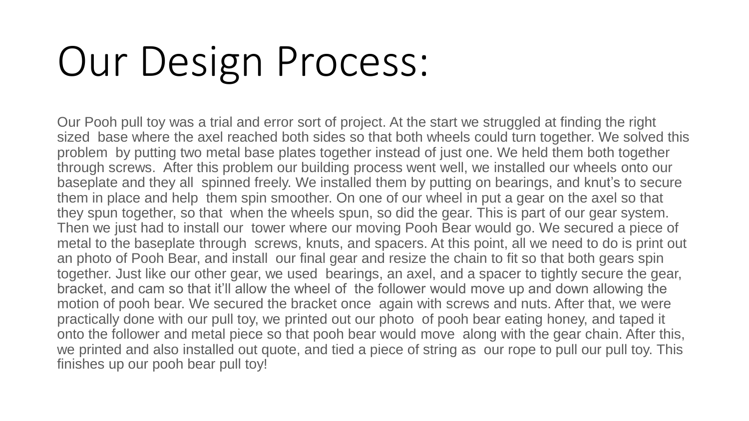# Our Design Process:

Our Pooh pull toy was a trial and error sort of project. At the start we struggled at finding the right sized base where the axel reached both sides so that both wheels could turn together. We solved this problem by putting two metal base plates together instead of just one. We held them both together through screws. After this problem our building process went well, we installed our wheels onto our baseplate and they all spinned freely. We installed them by putting on bearings, and knut's to secure them in place and help them spin smoother. On one of our wheel in put a gear on the axel so that they spun together, so that when the wheels spun, so did the gear. This is part of our gear system. Then we just had to install our tower where our moving Pooh Bear would go. We secured a piece of metal to the baseplate through screws, knuts, and spacers. At this point, all we need to do is print out an photo of Pooh Bear, and install our final gear and resize the chain to fit so that both gears spin together. Just like our other gear, we used bearings, an axel, and a spacer to tightly secure the gear, bracket, and cam so that it'll allow the wheel of the follower would move up and down allowing the motion of pooh bear. We secured the bracket once again with screws and nuts. After that, we were practically done with our pull toy, we printed out our photo of pooh bear eating honey, and taped it onto the follower and metal piece so that pooh bear would move along with the gear chain. After this, we printed and also installed out quote, and tied a piece of string as our rope to pull our pull toy. This finishes up our pooh bear pull toy!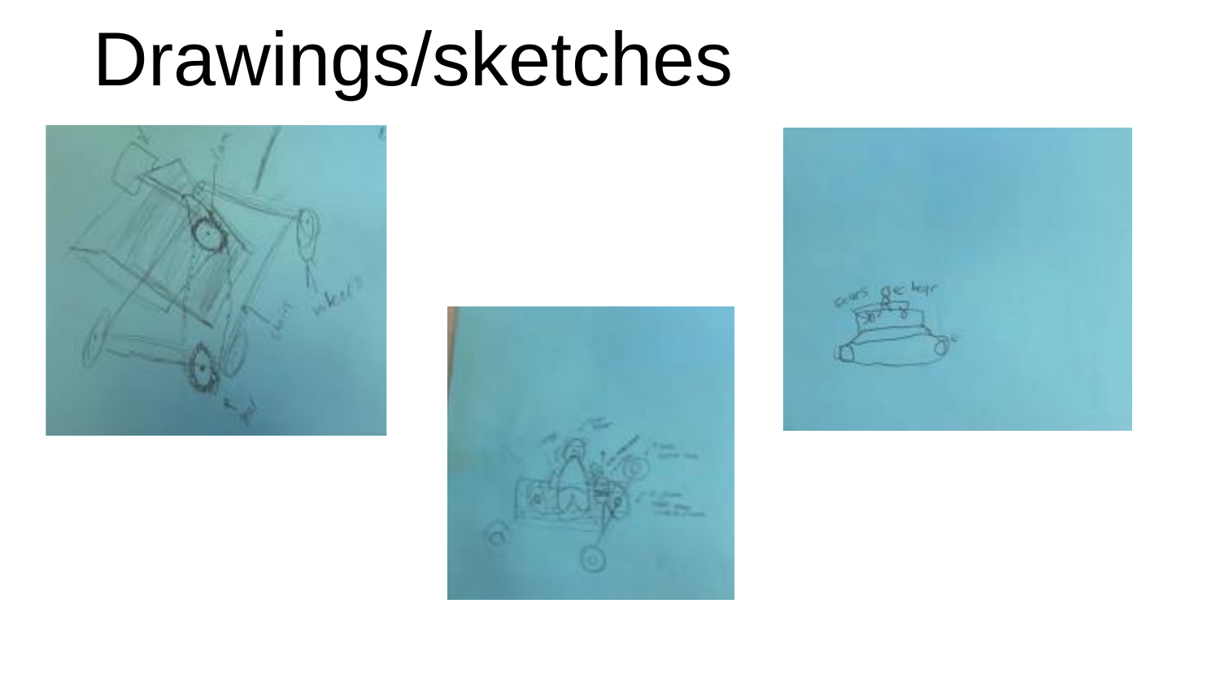# Drawings/sketches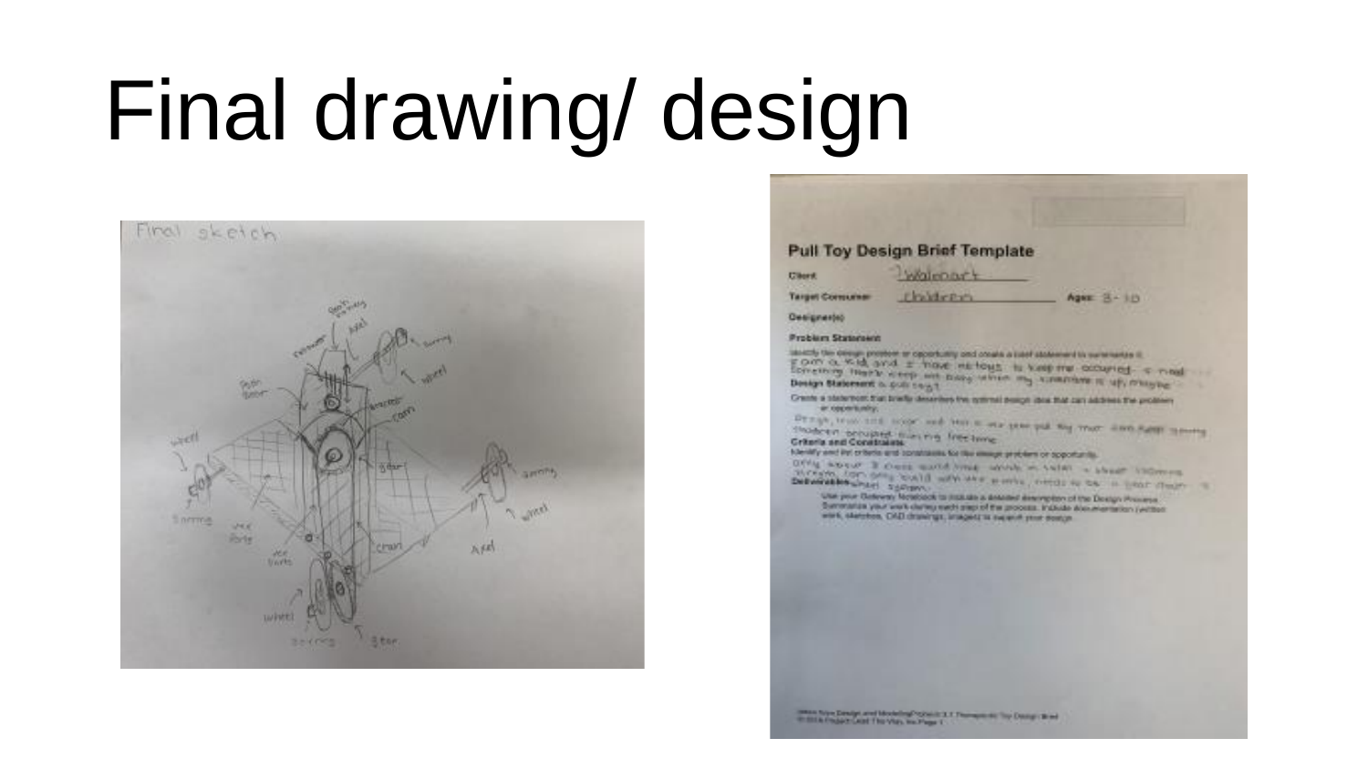# Final drawing/ design

Final sketch

Gear, spring, Axel, Pusher, wheel, Push Button, bracket, cam, wheel, Gear, spring, Spring, wheel, Vice Grips, Vice Grips, Crank, Axel, wheel, Spring, Gear

## Pull Toy Design Brief Template

**Client** Walmart

**Target Consumer** children **Ages:** 3 - 10

**Designer(s)**

**Problem Statement**

Identify the design problem or opportunity and create a brief statement to summarize it.

I am a kid and I have no toys to keep me occupied. I need something that's keep me busy when my ... is up, maybe a pull toy.

**Design Statement**

Create a statement that briefly describes the optimal design idea that can address the problem or opportunity.

Design, ... that ... pull toy that can keep young children occupied during free time.

**Criteria and Constraints**

Identify and list criteria and constraints for the design problem or opportunity.

Only ... 3 ... with ... a wheel ... design ... build with ... parts ... a gear ... wheel system.

**Deliverables**

Use your Gateway Notebook to include a detailed description of the Design Process. Summarize your work during each step of the process. Include documentation (written work, sketches, CAD drawings, images) to support your design.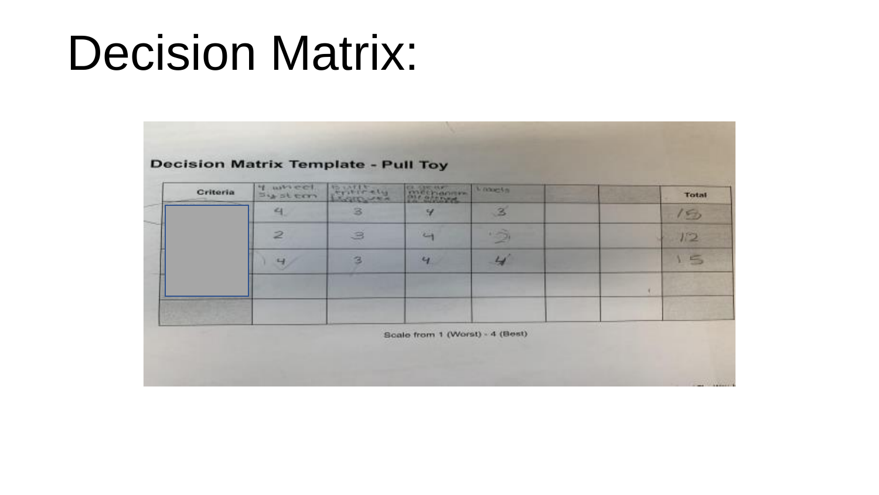# Decision Matrix:

**Decision Matrix Template - Pull Toy**

| Criteria | 4 wheel system | Built entirely from vex | a gear mechanism | Labels | | | Total |
|---|---|---|---|---|---|---|---|
| | 4 | 3 | 4 | 3 | | | 15 |
| | 2 | 3 | 4 | 2 | | | 12 |
| | 4 | 3 | 4 | 4 | | | 15 |
| | | | | | | | |
| | | | | | | | |

Scale from 1 (Worst) - 4 (Best)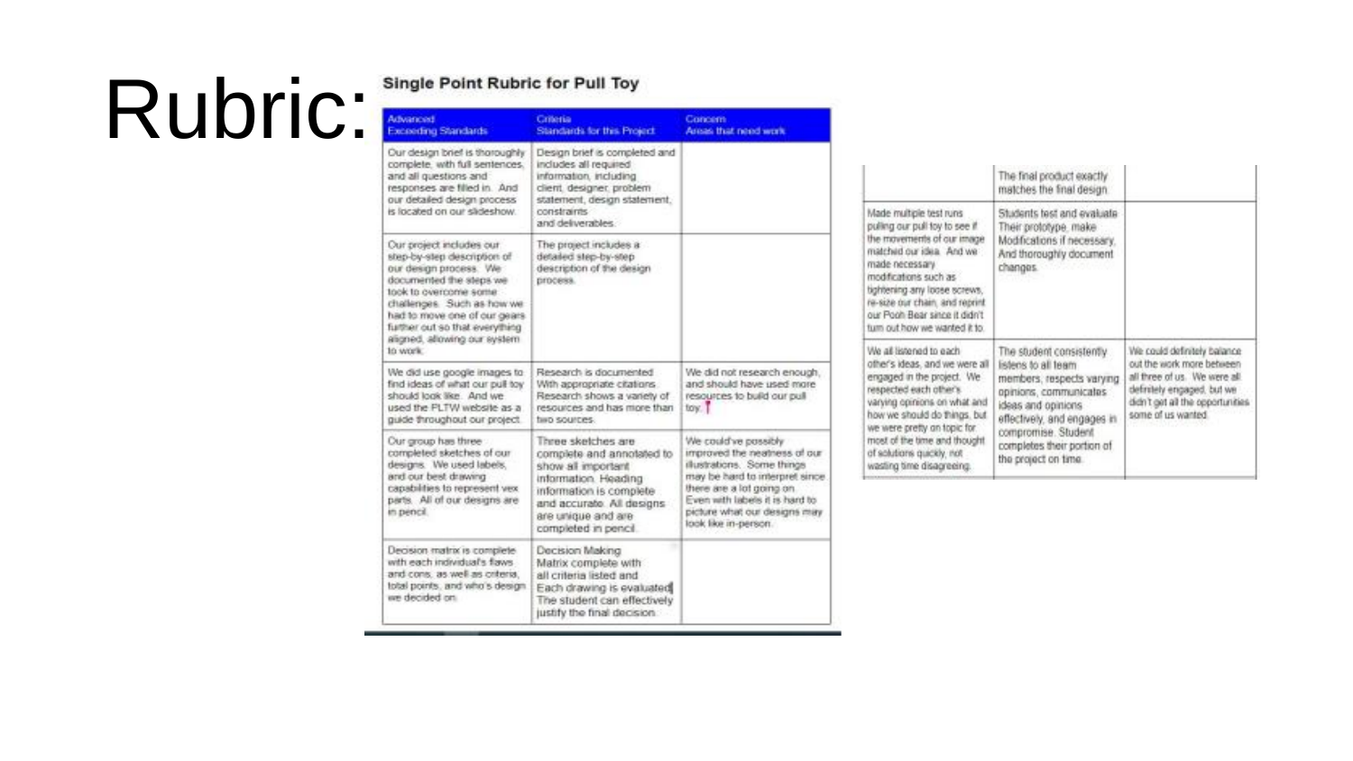# Rubric:

**Single Point Rubric for Pull Toy**

| Advanced<br>Exceeding Standards | Criteria<br>Standards for this Project | Concern<br>Areas that need work |
|---|---|---|
| Our design brief is thoroughly complete, with full sentences, and all questions and responses are filled in. And our detailed design process is located on our slideshow. | Design brief is completed and includes all required information, including client, designer, problem statement, design statement, constraints and deliverables. | |
| Our project includes our step-by-step description of our design process. We documented the steps we took to overcome some challenges. Such as how we had to move one of our gears further out so that everything aligned, allowing our system to work. | The project includes a detailed step-by-step description of the design process. | |
| We did use google images to find ideas of what our pull toy should look like. And we used the PLTW website as a guide throughout our project. | Research is documented With appropriate citations. Research shows a variety of resources and has more than two sources. | We did not research enough, and should have used more resources to build our pull toy. |
| Our group has three completed sketches of our designs. We used labels, and our best drawing capabilities to represent vex parts. All of our designs are in pencil. | Three sketches are complete and annotated to show all important information. Heading information is complete and accurate. All designs are unique and are completed in pencil. | We could've possibly improved the neatness of our illustrations. Some things may be hard to interpret since there are a lot going on. Even with labels it is hard to picture what our designs may look like in-person. |
| Decision matrix is complete with each individual's flaws and cons, as well as criteria, total points, and who's design we decided on. | Decision Making Matrix complete with all criteria listed and Each drawing is evaluated. The student can effectively justify the final decision. | |
| | The final product exactly matches the final design. | |
| Made multiple test runs pulling our pull toy to see if the movements of our image matched our idea. And we made necessary modifications such as tightening any loose screws, re-size our chain, and reprint our Pooh Bear since it didn't turn out how we wanted it to. | Students test and evaluate Their prototype, make Modifications if necessary, And thoroughly document changes. | |
| We all listened to each other's ideas, and we were all engaged in the project. We respected each other's varying opinions on what and how we should do things, but we were pretty on topic for most of the time and thought of solutions quickly, not wasting time disagreeing. | The student consistently listens to all team members, respects varying opinions, communicates ideas and opinions effectively, and engages in compromise. Student completes their portion of the project on time. | We could definitely balance out the work more between all three of us. We were all definitely engaged, but we didn't get all the opportunities some of us wanted. |